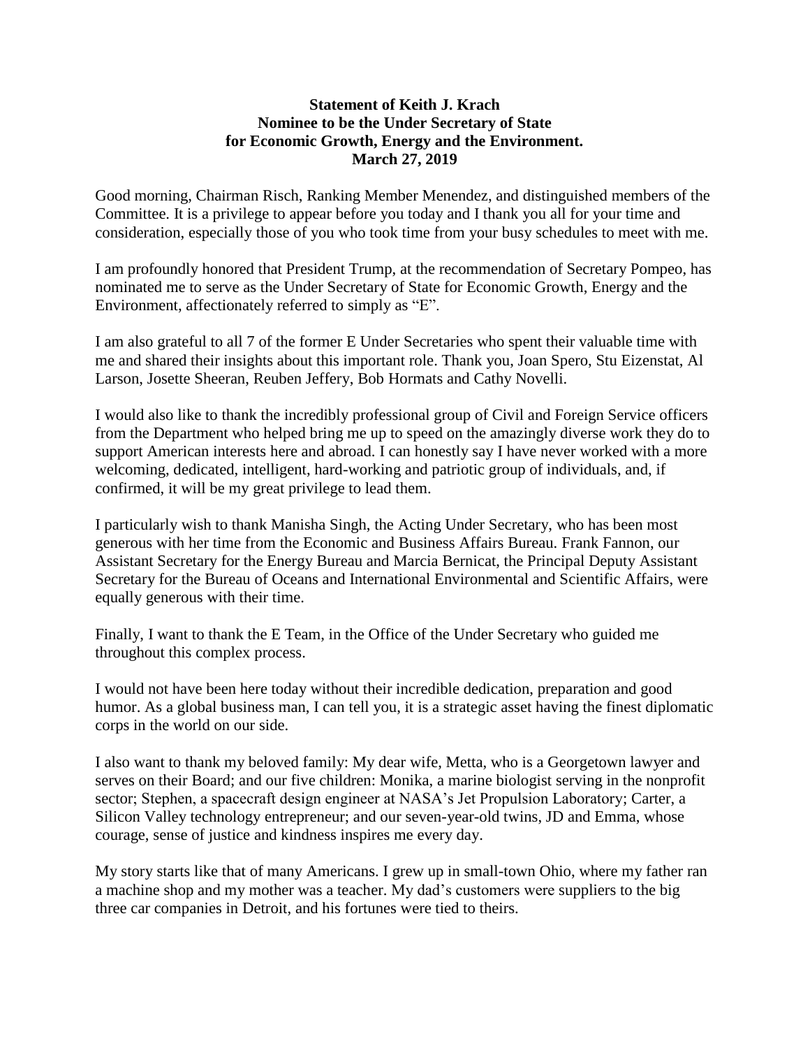**Statement of Keith J. Krach**
**Nominee to be the Under Secretary of State**
**for Economic Growth, Energy and the Environment.**
**March 27, 2019**

Good morning, Chairman Risch, Ranking Member Menendez, and distinguished members of the Committee. It is a privilege to appear before you today and I thank you all for your time and consideration, especially those of you who took time from your busy schedules to meet with me.

I am profoundly honored that President Trump, at the recommendation of Secretary Pompeo, has nominated me to serve as the Under Secretary of State for Economic Growth, Energy and the Environment, affectionately referred to simply as "E".

I am also grateful to all 7 of the former E Under Secretaries who spent their valuable time with me and shared their insights about this important role. Thank you, Joan Spero, Stu Eizenstat, Al Larson, Josette Sheeran, Reuben Jeffery, Bob Hormats and Cathy Novelli.

I would also like to thank the incredibly professional group of Civil and Foreign Service officers from the Department who helped bring me up to speed on the amazingly diverse work they do to support American interests here and abroad. I can honestly say I have never worked with a more welcoming, dedicated, intelligent, hard-working and patriotic group of individuals, and, if confirmed, it will be my great privilege to lead them.

I particularly wish to thank Manisha Singh, the Acting Under Secretary, who has been most generous with her time from the Economic and Business Affairs Bureau. Frank Fannon, our Assistant Secretary for the Energy Bureau and Marcia Bernicat, the Principal Deputy Assistant Secretary for the Bureau of Oceans and International Environmental and Scientific Affairs, were equally generous with their time.

Finally, I want to thank the E Team, in the Office of the Under Secretary who guided me throughout this complex process.

I would not have been here today without their incredible dedication, preparation and good humor. As a global business man, I can tell you, it is a strategic asset having the finest diplomatic corps in the world on our side.

I also want to thank my beloved family: My dear wife, Metta, who is a Georgetown lawyer and serves on their Board; and our five children: Monika, a marine biologist serving in the nonprofit sector; Stephen, a spacecraft design engineer at NASA's Jet Propulsion Laboratory; Carter, a Silicon Valley technology entrepreneur; and our seven-year-old twins, JD and Emma, whose courage, sense of justice and kindness inspires me every day.

My story starts like that of many Americans. I grew up in small-town Ohio, where my father ran a machine shop and my mother was a teacher. My dad's customers were suppliers to the big three car companies in Detroit, and his fortunes were tied to theirs.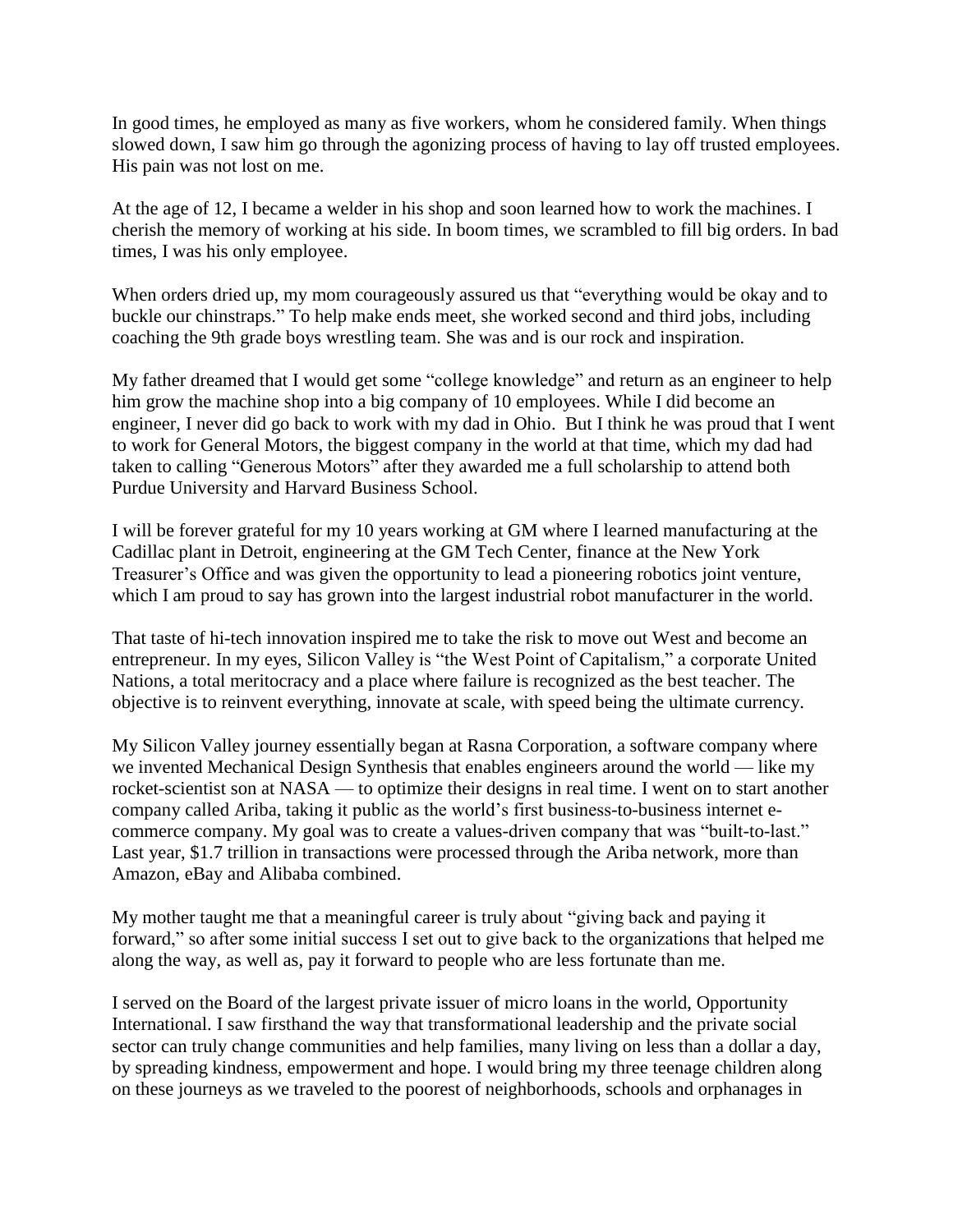In good times, he employed as many as five workers, whom he considered family. When things slowed down, I saw him go through the agonizing process of having to lay off trusted employees. His pain was not lost on me.

At the age of 12, I became a welder in his shop and soon learned how to work the machines. I cherish the memory of working at his side. In boom times, we scrambled to fill big orders. In bad times, I was his only employee.

When orders dried up, my mom courageously assured us that "everything would be okay and to buckle our chinstraps." To help make ends meet, she worked second and third jobs, including coaching the 9th grade boys wrestling team. She was and is our rock and inspiration.

My father dreamed that I would get some "college knowledge" and return as an engineer to help him grow the machine shop into a big company of 10 employees. While I did become an engineer, I never did go back to work with my dad in Ohio. But I think he was proud that I went to work for General Motors, the biggest company in the world at that time, which my dad had taken to calling "Generous Motors" after they awarded me a full scholarship to attend both Purdue University and Harvard Business School.

I will be forever grateful for my 10 years working at GM where I learned manufacturing at the Cadillac plant in Detroit, engineering at the GM Tech Center, finance at the New York Treasurer's Office and was given the opportunity to lead a pioneering robotics joint venture, which I am proud to say has grown into the largest industrial robot manufacturer in the world.

That taste of hi-tech innovation inspired me to take the risk to move out West and become an entrepreneur. In my eyes, Silicon Valley is "the West Point of Capitalism," a corporate United Nations, a total meritocracy and a place where failure is recognized as the best teacher. The objective is to reinvent everything, innovate at scale, with speed being the ultimate currency.

My Silicon Valley journey essentially began at Rasna Corporation, a software company where we invented Mechanical Design Synthesis that enables engineers around the world — like my rocket-scientist son at NASA — to optimize their designs in real time. I went on to start another company called Ariba, taking it public as the world's first business-to-business internet e-commerce company. My goal was to create a values-driven company that was "built-to-last." Last year, $1.7 trillion in transactions were processed through the Ariba network, more than Amazon, eBay and Alibaba combined.

My mother taught me that a meaningful career is truly about "giving back and paying it forward," so after some initial success I set out to give back to the organizations that helped me along the way, as well as, pay it forward to people who are less fortunate than me.

I served on the Board of the largest private issuer of micro loans in the world, Opportunity International. I saw firsthand the way that transformational leadership and the private social sector can truly change communities and help families, many living on less than a dollar a day, by spreading kindness, empowerment and hope. I would bring my three teenage children along on these journeys as we traveled to the poorest of neighborhoods, schools and orphanages in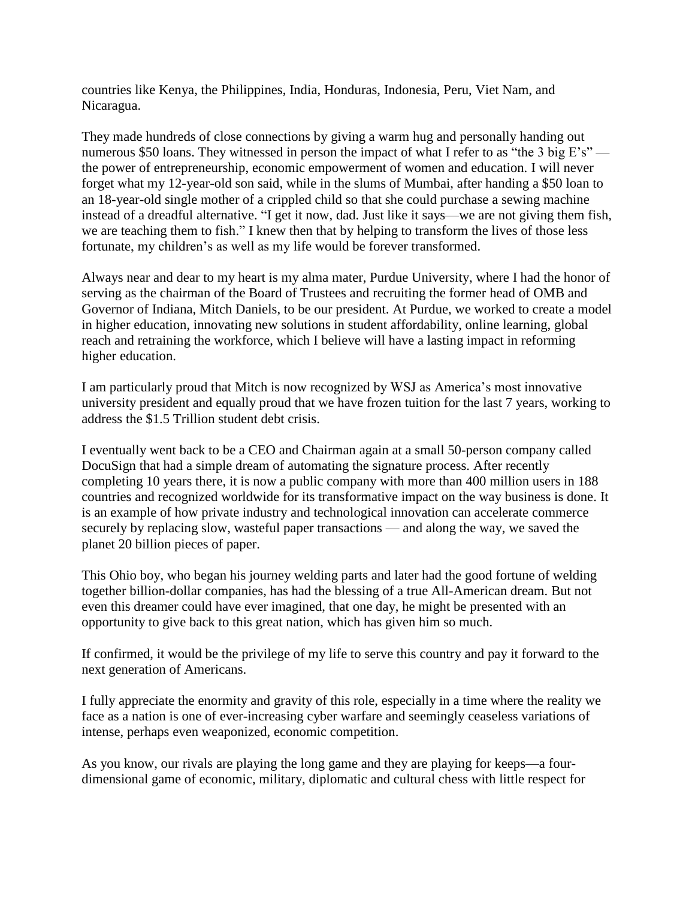countries like Kenya, the Philippines, India, Honduras, Indonesia, Peru, Viet Nam, and Nicaragua.

They made hundreds of close connections by giving a warm hug and personally handing out numerous $50 loans. They witnessed in person the impact of what I refer to as "the 3 big E's" — the power of entrepreneurship, economic empowerment of women and education. I will never forget what my 12-year-old son said, while in the slums of Mumbai, after handing a $50 loan to an 18-year-old single mother of a crippled child so that she could purchase a sewing machine instead of a dreadful alternative. "I get it now, dad. Just like it says—we are not giving them fish, we are teaching them to fish." I knew then that by helping to transform the lives of those less fortunate, my children's as well as my life would be forever transformed.

Always near and dear to my heart is my alma mater, Purdue University, where I had the honor of serving as the chairman of the Board of Trustees and recruiting the former head of OMB and Governor of Indiana, Mitch Daniels, to be our president. At Purdue, we worked to create a model in higher education, innovating new solutions in student affordability, online learning, global reach and retraining the workforce, which I believe will have a lasting impact in reforming higher education.

I am particularly proud that Mitch is now recognized by WSJ as America's most innovative university president and equally proud that we have frozen tuition for the last 7 years, working to address the $1.5 Trillion student debt crisis.

I eventually went back to be a CEO and Chairman again at a small 50-person company called DocuSign that had a simple dream of automating the signature process. After recently completing 10 years there, it is now a public company with more than 400 million users in 188 countries and recognized worldwide for its transformative impact on the way business is done. It is an example of how private industry and technological innovation can accelerate commerce securely by replacing slow, wasteful paper transactions — and along the way, we saved the planet 20 billion pieces of paper.

This Ohio boy, who began his journey welding parts and later had the good fortune of welding together billion-dollar companies, has had the blessing of a true All-American dream. But not even this dreamer could have ever imagined, that one day, he might be presented with an opportunity to give back to this great nation, which has given him so much.

If confirmed, it would be the privilege of my life to serve this country and pay it forward to the next generation of Americans.

I fully appreciate the enormity and gravity of this role, especially in a time where the reality we face as a nation is one of ever-increasing cyber warfare and seemingly ceaseless variations of intense, perhaps even weaponized, economic competition.

As you know, our rivals are playing the long game and they are playing for keeps—a four-dimensional game of economic, military, diplomatic and cultural chess with little respect for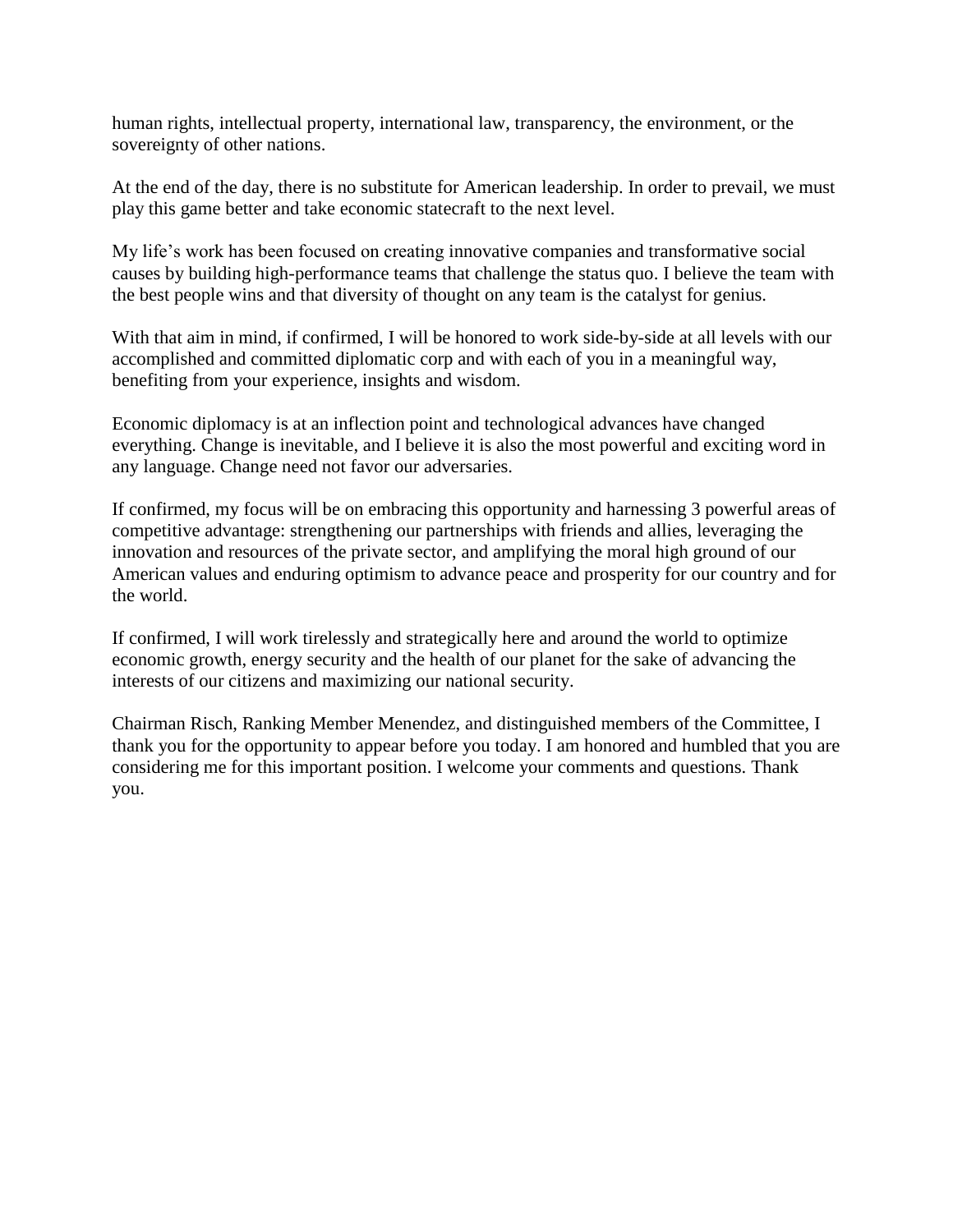human rights, intellectual property, international law, transparency, the environment, or the sovereignty of other nations.

At the end of the day, there is no substitute for American leadership. In order to prevail, we must play this game better and take economic statecraft to the next level.

My life's work has been focused on creating innovative companies and transformative social causes by building high-performance teams that challenge the status quo. I believe the team with the best people wins and that diversity of thought on any team is the catalyst for genius.

With that aim in mind, if confirmed, I will be honored to work side-by-side at all levels with our accomplished and committed diplomatic corp and with each of you in a meaningful way, benefiting from your experience, insights and wisdom.

Economic diplomacy is at an inflection point and technological advances have changed everything. Change is inevitable, and I believe it is also the most powerful and exciting word in any language. Change need not favor our adversaries.

If confirmed, my focus will be on embracing this opportunity and harnessing 3 powerful areas of competitive advantage: strengthening our partnerships with friends and allies, leveraging the innovation and resources of the private sector, and amplifying the moral high ground of our American values and enduring optimism to advance peace and prosperity for our country and for the world.

If confirmed, I will work tirelessly and strategically here and around the world to optimize economic growth, energy security and the health of our planet for the sake of advancing the interests of our citizens and maximizing our national security.

Chairman Risch, Ranking Member Menendez, and distinguished members of the Committee, I thank you for the opportunity to appear before you today. I am honored and humbled that you are considering me for this important position. I welcome your comments and questions. Thank you.